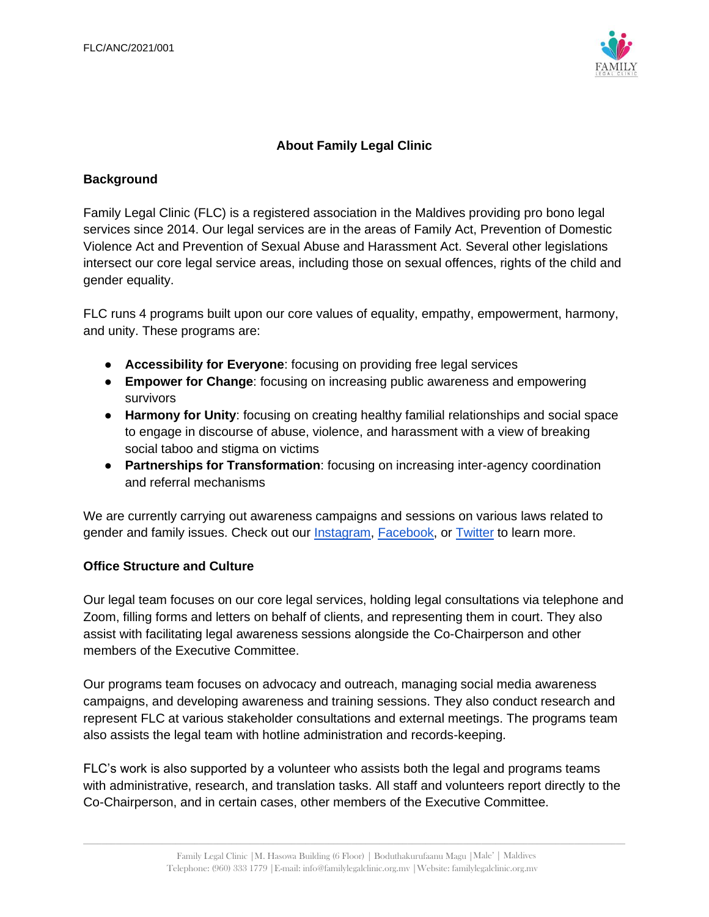FLC/ANC/2021/001

# About Family Legal Clinic

## Background

Family Legal Clinic (FLC) is a registered association in the Maldives providing pro bono legal services since 2014. Our legal services are in the areas of Family Act, Prevention of Domestic Violence Act and Prevention of Sexual Abuse and Harassment Act. Several other legislations intersect our core legal service areas, including those on sexual offences, rights of the child and gender equality.

FLC runs 4 programs built upon our core values of equality, empathy, empowerment, harmony, and unity. These programs are:

- **Accessibility for Everyone**: focusing on providing free legal services
- **Empower for Change**: focusing on increasing public awareness and empowering survivors
- **Harmony for Unity**: focusing on creating healthy familial relationships and social space to engage in discourse of abuse, violence, and harassment with a view of breaking social taboo and stigma on victims
- **Partnerships for Transformation**: focusing on increasing inter-agency coordination and referral mechanisms

We are currently carrying out awareness campaigns and sessions on various laws related to gender and family issues. Check out our Instagram, Facebook, or Twitter to learn more.

## Office Structure and Culture

Our legal team focuses on our core legal services, holding legal consultations via telephone and Zoom, filling forms and letters on behalf of clients, and representing them in court. They also assist with facilitating legal awareness sessions alongside the Co-Chairperson and other members of the Executive Committee.

Our programs team focuses on advocacy and outreach, managing social media awareness campaigns, and developing awareness and training sessions. They also conduct research and represent FLC at various stakeholder consultations and external meetings. The programs team also assists the legal team with hotline administration and records-keeping.

FLC's work is also supported by a volunteer who assists both the legal and programs teams with administrative, research, and translation tasks. All staff and volunteers report directly to the Co-Chairperson, and in certain cases, other members of the Executive Committee.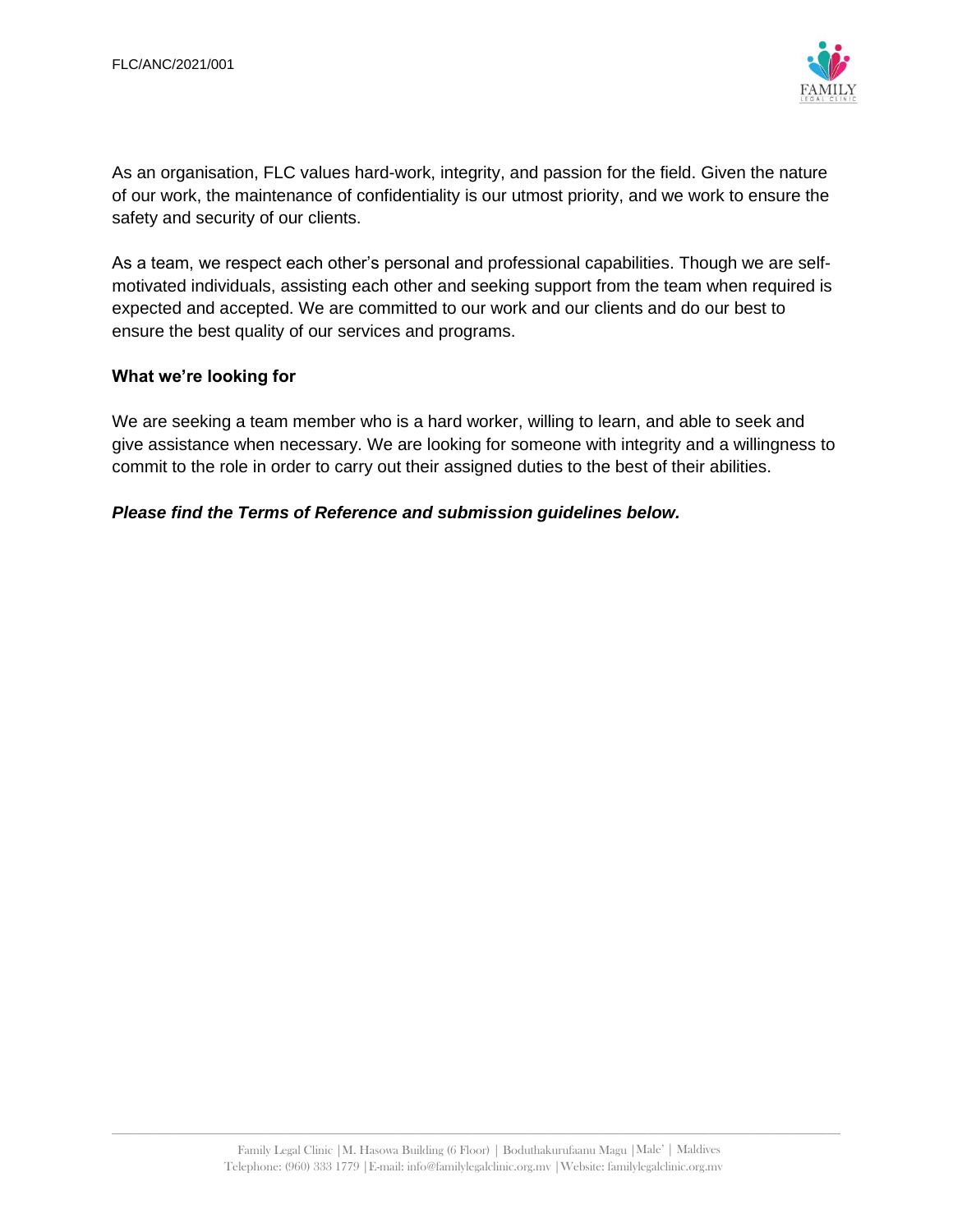As an organisation, FLC values hard-work, integrity, and passion for the field. Given the nature of our work, the maintenance of confidentiality is our utmost priority, and we work to ensure the safety and security of our clients.

As a team, we respect each other's personal and professional capabilities. Though we are self-motivated individuals, assisting each other and seeking support from the team when required is expected and accepted. We are committed to our work and our clients and do our best to ensure the best quality of our services and programs.

### What we're looking for

We are seeking a team member who is a hard worker, willing to learn, and able to seek and give assistance when necessary. We are looking for someone with integrity and a willingness to commit to the role in order to carry out their assigned duties to the best of their abilities.

***Please find the Terms of Reference and submission guidelines below.***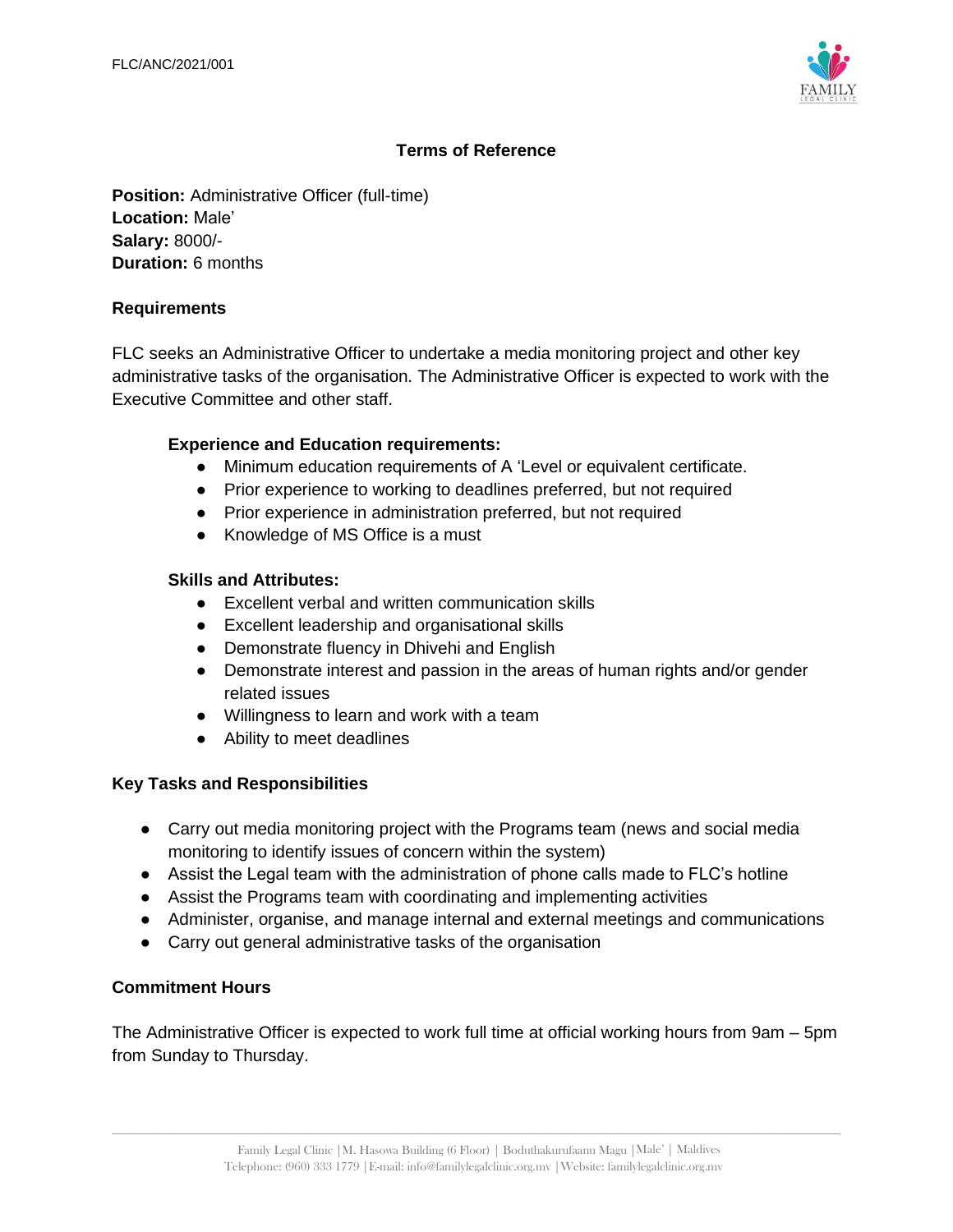FLC/ANC/2021/001

## Terms of Reference

**Position:** Administrative Officer (full-time)
**Location:** Male'
**Salary:** 8000/-
**Duration:** 6 months

### Requirements

FLC seeks an Administrative Officer to undertake a media monitoring project and other key administrative tasks of the organisation. The Administrative Officer is expected to work with the Executive Committee and other staff.

**Experience and Education requirements:**

- Minimum education requirements of A 'Level or equivalent certificate.
- Prior experience to working to deadlines preferred, but not required
- Prior experience in administration preferred, but not required
- Knowledge of MS Office is a must

**Skills and Attributes:**

- Excellent verbal and written communication skills
- Excellent leadership and organisational skills
- Demonstrate fluency in Dhivehi and English
- Demonstrate interest and passion in the areas of human rights and/or gender related issues
- Willingness to learn and work with a team
- Ability to meet deadlines

### Key Tasks and Responsibilities

- Carry out media monitoring project with the Programs team (news and social media monitoring to identify issues of concern within the system)
- Assist the Legal team with the administration of phone calls made to FLC's hotline
- Assist the Programs team with coordinating and implementing activities
- Administer, organise, and manage internal and external meetings and communications
- Carry out general administrative tasks of the organisation

### Commitment Hours

The Administrative Officer is expected to work full time at official working hours from 9am – 5pm from Sunday to Thursday.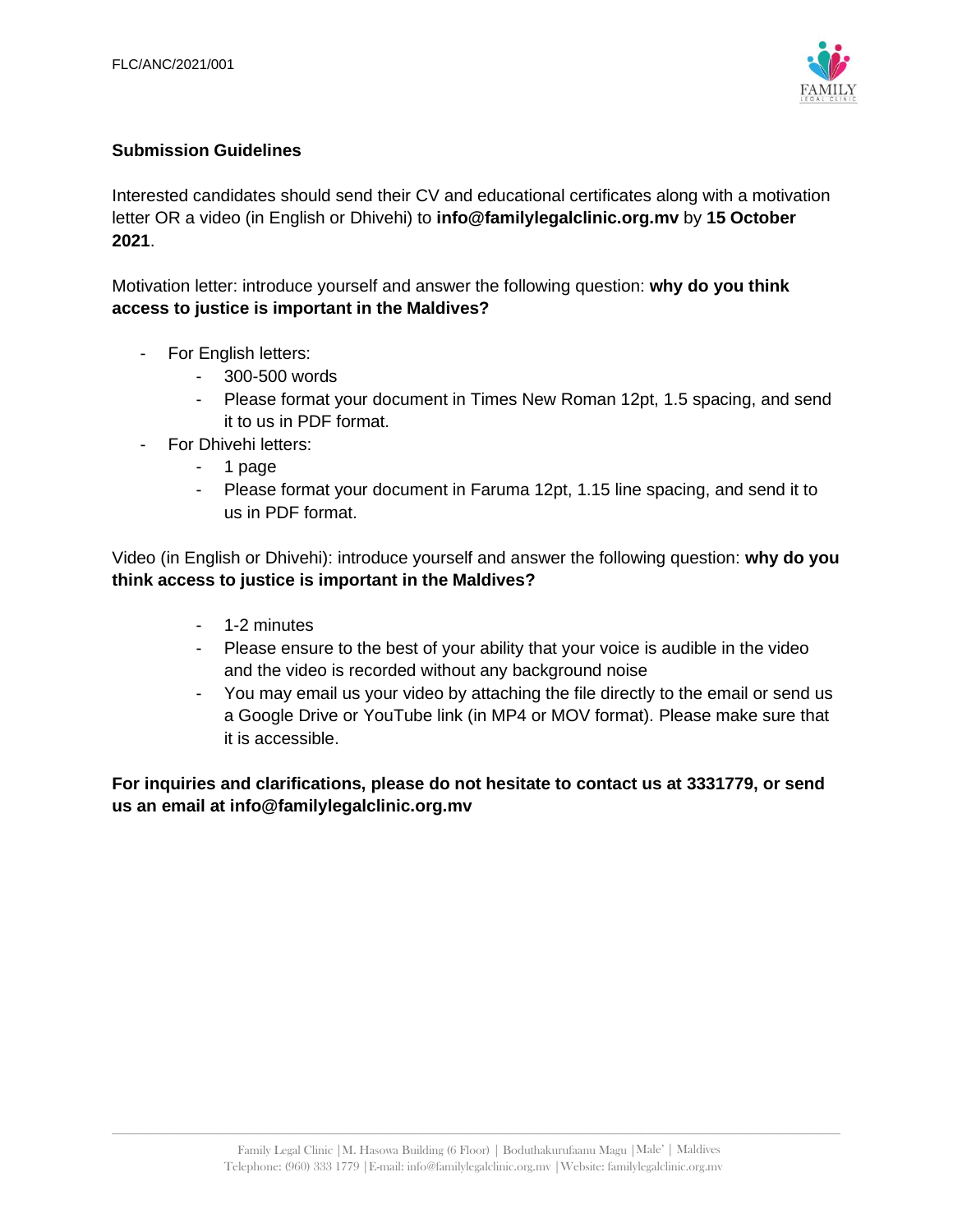## Submission Guidelines

Interested candidates should send their CV and educational certificates along with a motivation letter OR a video (in English or Dhivehi) to **info@familylegalclinic.org.mv** by **15 October 2021**.

Motivation letter: introduce yourself and answer the following question: **why do you think access to justice is important in the Maldives?**

- For English letters:
  - 300-500 words
  - Please format your document in Times New Roman 12pt, 1.5 spacing, and send it to us in PDF format.
- For Dhivehi letters:
  - 1 page
  - Please format your document in Faruma 12pt, 1.15 line spacing, and send it to us in PDF format.

Video (in English or Dhivehi): introduce yourself and answer the following question: **why do you think access to justice is important in the Maldives?**

- 1-2 minutes
- Please ensure to the best of your ability that your voice is audible in the video and the video is recorded without any background noise
- You may email us your video by attaching the file directly to the email or send us a Google Drive or YouTube link (in MP4 or MOV format). Please make sure that it is accessible.

**For inquiries and clarifications, please do not hesitate to contact us at 3331779, or send us an email at info@familylegalclinic.org.mv**